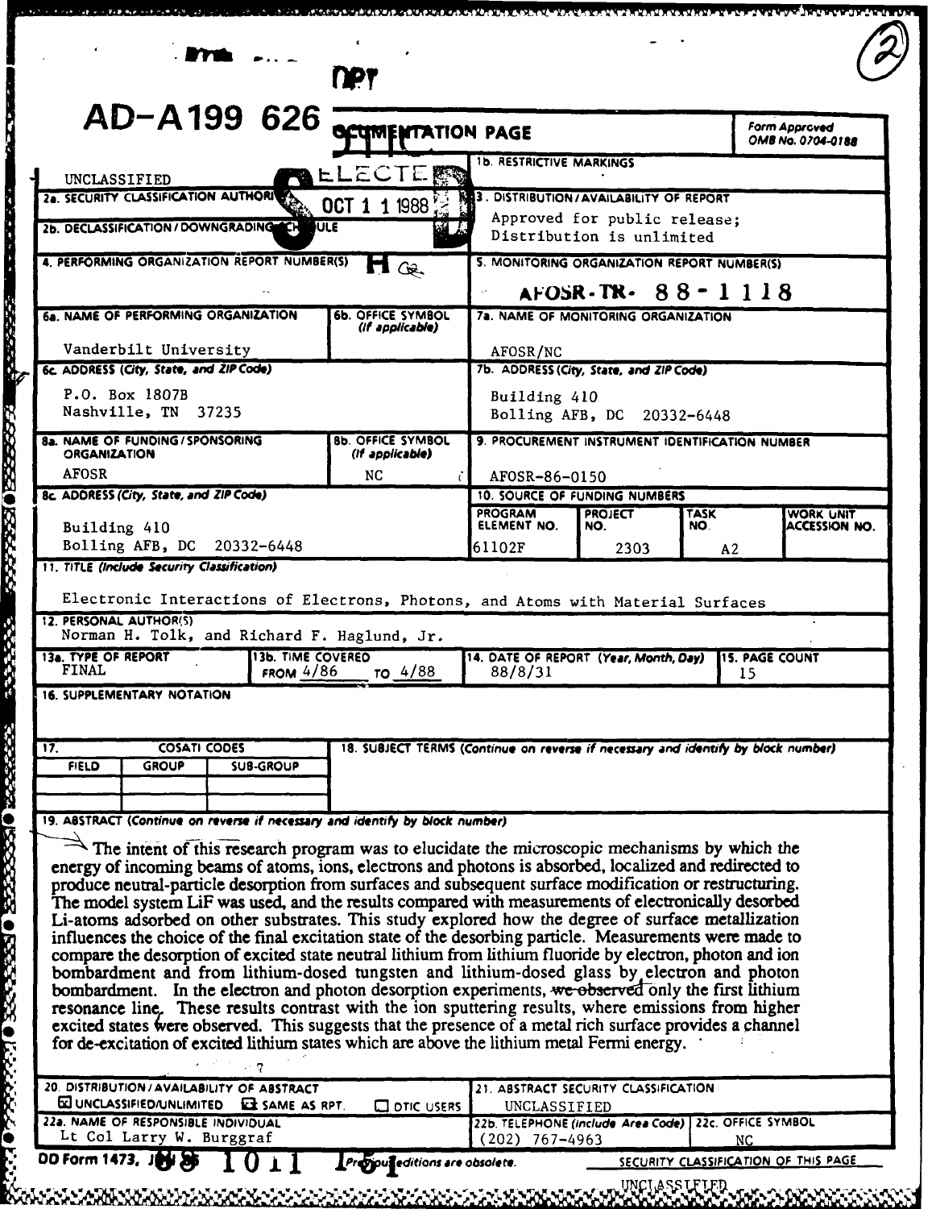AD-A199 626

# REPORT DOCUMENTATION PAGE

Form Approved OMB No. 0704-0188

DTIC ELECTE OCT 1 1 1988

| Field | Entry |
|---|---|
| 1a. REPORT SECURITY CLASSIFICATION | UNCLASSIFIED |
| 1b. RESTRICTIVE MARKINGS | |
| 2a. SECURITY CLASSIFICATION AUTHORITY | |
| 2b. DECLASSIFICATION / DOWNGRADING SCHEDULE | |
| 3. DISTRIBUTION / AVAILABILITY OF REPORT | Approved for public release; Distribution is unlimited |
| 4. PERFORMING ORGANIZATION REPORT NUMBER(S) | |
| 5. MONITORING ORGANIZATION REPORT NUMBER(S) | AFOSR-TR- 88-1118 |
| 6a. NAME OF PERFORMING ORGANIZATION | Vanderbilt University |
| 6b. OFFICE SYMBOL (If applicable) | |
| 6c. ADDRESS (City, State, and ZIP Code) | P.O. Box 1807B, Nashville, TN 37235 |
| 7a. NAME OF MONITORING ORGANIZATION | AFOSR/NC |
| 7b. ADDRESS (City, State, and ZIP Code) | Building 410, Bolling AFB, DC 20332-6448 |
| 8a. NAME OF FUNDING/SPONSORING ORGANIZATION | AFOSR |
| 8b. OFFICE SYMBOL (If applicable) | NC |
| 8c. ADDRESS (City, State, and ZIP Code) | Building 410, Bolling AFB, DC 20332-6448 |
| 9. PROCUREMENT INSTRUMENT IDENTIFICATION NUMBER | AFOSR-86-0150 |

10. SOURCE OF FUNDING NUMBERS

| PROGRAM ELEMENT NO. | PROJECT NO. | TASK NO. | WORK UNIT ACCESSION NO. |
|---|---|---|---|
| 61102F | 2303 | A2 | |

11. TITLE (Include Security Classification)

Electronic Interactions of Electrons, Photons, and Atoms with Material Surfaces

12. PERSONAL AUTHOR(S)

Norman H. Tolk, and Richard F. Haglund, Jr.

| 13a. TYPE OF REPORT | 13b. TIME COVERED | 14. DATE OF REPORT (Year, Month, Day) | 15. PAGE COUNT |
|---|---|---|---|
| FINAL | FROM 4/86 TO 4/88 | 88/8/31 | 15 |

16. SUPPLEMENTARY NOTATION

17. COSATI CODES

| FIELD | GROUP | SUB-GROUP |
|---|---|---|
| | | |

18. SUBJECT TERMS (Continue on reverse if necessary and identify by block number)

19. ABSTRACT (Continue on reverse if necessary and identify by block number)

The intent of this research program was to elucidate the microscopic mechanisms by which the energy of incoming beams of atoms, ions, electrons and photons is absorbed, localized and redirected to produce neutral-particle desorption from surfaces and subsequent surface modification or restructuring. The model system LiF was used, and the results compared with measurements of electronically desorbed Li-atoms adsorbed on other substrates. This study explored how the degree of surface metallization influences the choice of the final excitation state of the desorbing particle. Measurements were made to compare the desorption of excited state neutral lithium from lithium fluoride by electron, photon and ion bombardment and from lithium-dosed tungsten and lithium-dosed glass by electron and photon bombardment. In the electron and photon desorption experiments, ~~we observed~~ only the first lithium resonance line. These results contrast with the ion sputtering results, where emissions from higher excited states were observed. This suggests that the presence of a metal rich surface provides a channel for de-excitation of excited lithium states which are above the lithium metal Fermi energy.

| 20. DISTRIBUTION / AVAILABILITY OF ABSTRACT | 21. ABSTRACT SECURITY CLASSIFICATION |
|---|---|
| ☒ UNCLASSIFIED/UNLIMITED ☒ SAME AS RPT. ☐ DTIC USERS | UNCLASSIFIED |

| 22a. NAME OF RESPONSIBLE INDIVIDUAL | 22b. TELEPHONE (Include Area Code) | 22c. OFFICE SYMBOL |
|---|---|---|
| Lt Col Larry W. Burggraf | (202) 767-4963 | NC |

DD Form 1473, JUN 86 — Previous editions are obsolete.

88 10 11 151

SECURITY CLASSIFICATION OF THIS PAGE: UNCLASSIFIED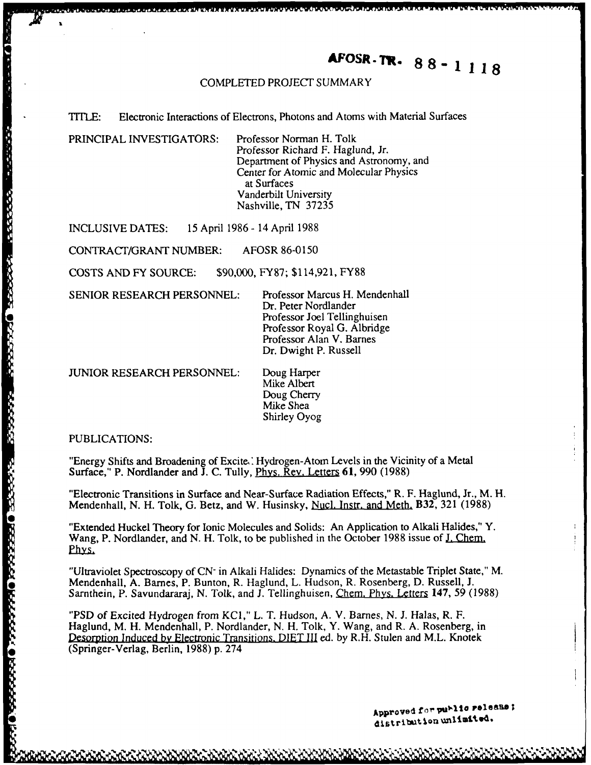**AFOSR-TR- 88-1118**

COMPLETED PROJECT SUMMARY

TITLE: Electronic Interactions of Electrons, Photons and Atoms with Material Surfaces

PRINCIPAL INVESTIGATORS: Professor Norman H. Tolk
Professor Richard F. Haglund, Jr.
Department of Physics and Astronomy, and
Center for Atomic and Molecular Physics at Surfaces
Vanderbilt University
Nashville, TN 37235

INCLUSIVE DATES: 15 April 1986 - 14 April 1988

CONTRACT/GRANT NUMBER: AFOSR 86-0150

COSTS AND FY SOURCE: $90,000, FY87; $114,921, FY88

SENIOR RESEARCH PERSONNEL: Professor Marcus H. Mendenhall
Dr. Peter Nordlander
Professor Joel Tellinghuisen
Professor Royal G. Albridge
Professor Alan V. Barnes
Dr. Dwight P. Russell

JUNIOR RESEARCH PERSONNEL: Doug Harper
Mike Albert
Doug Cherry
Mike Shea
Shirley Oyog

PUBLICATIONS:

"Energy Shifts and Broadening of Excited Hydrogen-Atom Levels in the Vicinity of a Metal Surface," P. Nordlander and J. C. Tully, Phys. Rev. Letters **61**, 990 (1988)

"Electronic Transitions in Surface and Near-Surface Radiation Effects," R. F. Haglund, Jr., M. H. Mendenhall, N. H. Tolk, G. Betz, and W. Husinsky, Nucl. Instr. and Meth. **B32**, 321 (1988)

"Extended Huckel Theory for Ionic Molecules and Solids: An Application to Alkali Halides," Y. Wang, P. Nordlander, and N. H. Tolk, to be published in the October 1988 issue of J. Chem. Phys.

"Ultraviolet Spectroscopy of $CN^-$ in Alkali Halides: Dynamics of the Metastable Triplet State," M. Mendenhall, A. Barnes, P. Bunton, R. Haglund, L. Hudson, R. Rosenberg, D. Russell, J. Sarnthein, P. Savundararaj, N. Tolk, and J. Tellinghuisen, Chem. Phys. Letters **147**, 59 (1988)

"PSD of Excited Hydrogen from KCl," L. T. Hudson, A. V. Barnes, N. J. Halas, R. F. Haglund, M. H. Mendenhall, P. Nordlander, N. H. Tolk, Y. Wang, and R. A. Rosenberg, in Desorption Induced by Electronic Transitions, DIET III ed. by R.H. Stulen and M.L. Knotek (Springer-Verlag, Berlin, 1988) p. 274

Approved for public release; distribution unlimited.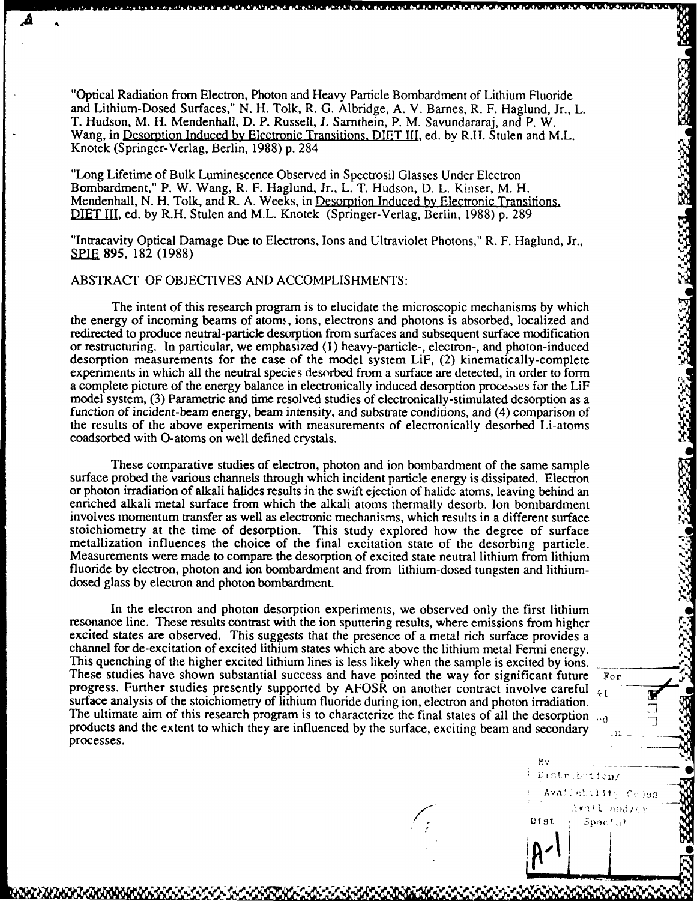"Optical Radiation from Electron, Photon and Heavy Particle Bombardment of Lithium Fluoride and Lithium-Dosed Surfaces," N. H. Tolk, R. G. Albridge, A. V. Barnes, R. F. Haglund, Jr., L. T. Hudson, M. H. Mendenhall, D. P. Russell, J. Sarnthein, P. M. Savundararaj, and P. W. Wang, in Desorption Induced by Electronic Transitions, DIET III, ed. by R.H. Stulen and M.L. Knotek (Springer-Verlag, Berlin, 1988) p. 284

"Long Lifetime of Bulk Luminescence Observed in Spectrosil Glasses Under Electron Bombardment," P. W. Wang, R. F. Haglund, Jr., L. T. Hudson, D. L. Kinser, M. H. Mendenhall, N. H. Tolk, and R. A. Weeks, in Desorption Induced by Electronic Transitions, DIET III, ed. by R.H. Stulen and M.L. Knotek (Springer-Verlag, Berlin, 1988) p. 289

"Intracavity Optical Damage Due to Electrons, Ions and Ultraviolet Photons," R. F. Haglund, Jr., SPIE **895**, 182 (1988)

ABSTRACT OF OBJECTIVES AND ACCOMPLISHMENTS:

The intent of this research program is to elucidate the microscopic mechanisms by which the energy of incoming beams of atoms, ions, electrons and photons is absorbed, localized and redirected to produce neutral-particle desorption from surfaces and subsequent surface modification or restructuring. In particular, we emphasized (1) heavy-particle-, electron-, and photon-induced desorption measurements for the case of the model system LiF, (2) kinematically-complete experiments in which all the neutral species desorbed from a surface are detected, in order to form a complete picture of the energy balance in electronically induced desorption processes for the LiF model system, (3) Parametric and time resolved studies of electronically-stimulated desorption as a function of incident-beam energy, beam intensity, and substrate conditions, and (4) comparison of the results of the above experiments with measurements of electronically desorbed Li-atoms coadsorbed with O-atoms on well defined crystals.

These comparative studies of electron, photon and ion bombardment of the same sample surface probed the various channels through which incident particle energy is dissipated. Electron or photon irradiation of alkali halides results in the swift ejection of halide atoms, leaving behind an enriched alkali metal surface from which the alkali atoms thermally desorb. Ion bombardment involves momentum transfer as well as electronic mechanisms, which results in a different surface stoichiometry at the time of desorption. This study explored how the degree of surface metallization influences the choice of the final excitation state of the desorbing particle. Measurements were made to compare the desorption of excited state neutral lithium from lithium fluoride by electron, photon and ion bombardment and from lithium-dosed tungsten and lithium-dosed glass by electron and photon bombardment.

In the electron and photon desorption experiments, we observed only the first lithium resonance line. These results contrast with the ion sputtering results, where emissions from higher excited states are observed. This suggests that the presence of a metal rich surface provides a channel for de-excitation of excited lithium states which are above the lithium metal Fermi energy. This quenching of the higher excited lithium lines is less likely when the sample is excited by ions. These studies have shown substantial success and have pointed the way for significant future progress. Further studies presently supported by AFOSR on another contract involve careful surface analysis of the stoichiometry of lithium fluoride during ion, electron and photon irradiation. The ultimate aim of this research program is to characterize the final states of all the desorption products and the extent to which they are influenced by the surface, exciting beam and secondary processes.

By
Distribution/
Availability Codes
Avail and/or
Dist Special
A-1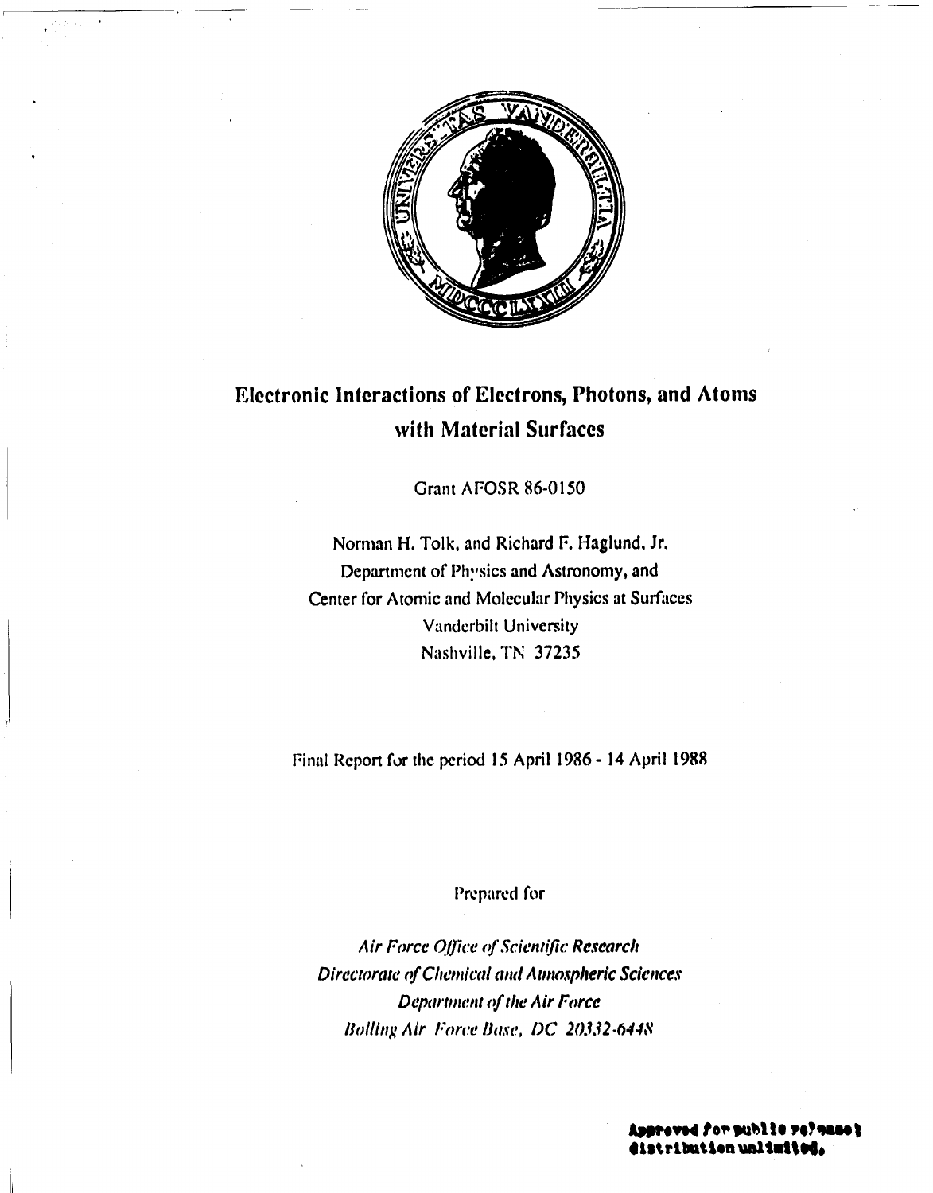# Electronic Interactions of Electrons, Photons, and Atoms with Material Surfaces

Grant AFOSR 86-0150

Norman H. Tolk, and Richard F. Haglund, Jr.
Department of Physics and Astronomy, and
Center for Atomic and Molecular Physics at Surfaces
Vanderbilt University
Nashville, TN 37235

Final Report for the period 15 April 1986 - 14 April 1988

Prepared for

*Air Force Office of Scientific Research*
*Directorate of Chemical and Atmospheric Sciences*
*Department of the Air Force*
*Bolling Air Force Base, DC 20332-6448*

**Approved for public release; distribution unlimited.**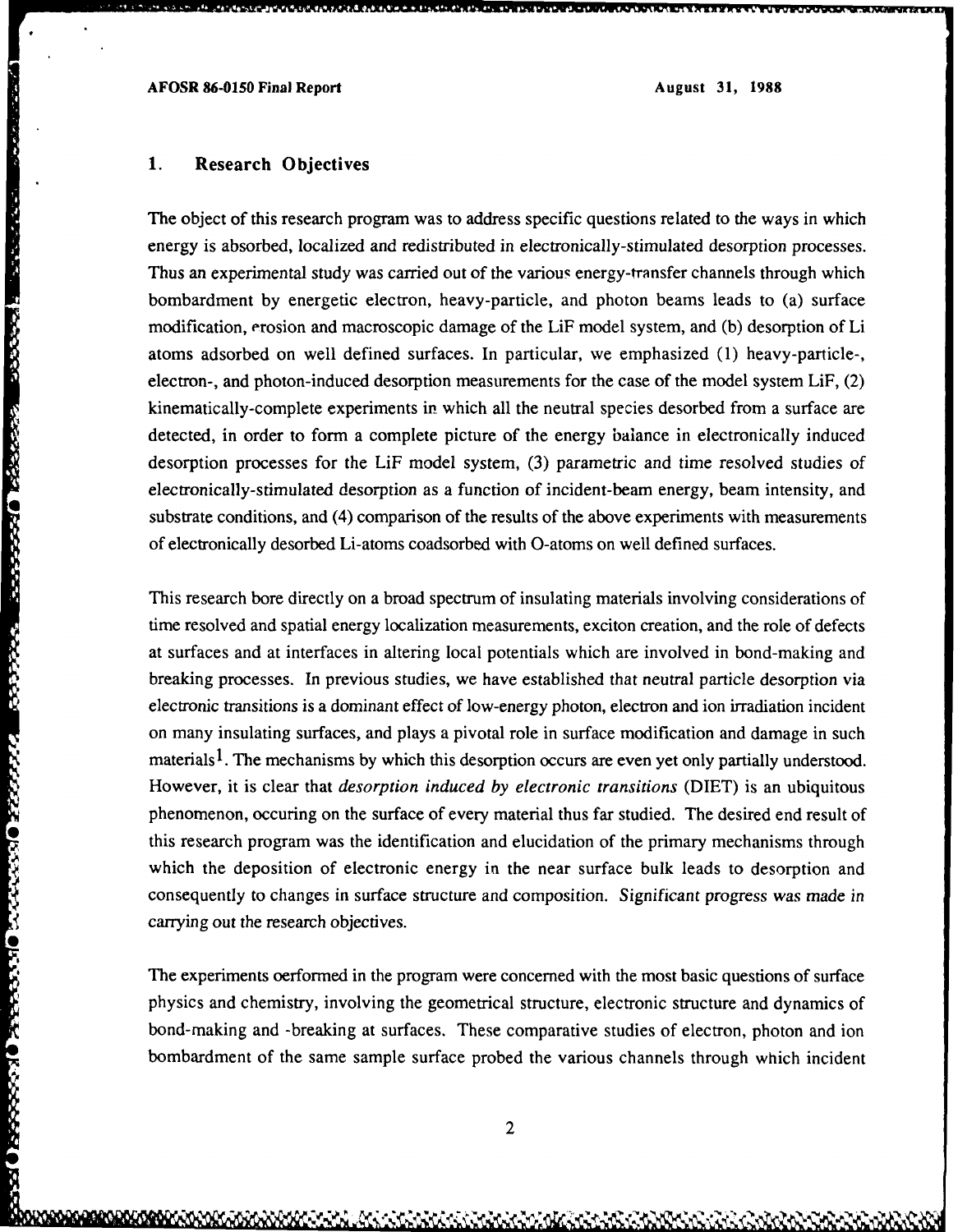## 1. Research Objectives

The object of this research program was to address specific questions related to the ways in which energy is absorbed, localized and redistributed in electronically-stimulated desorption processes. Thus an experimental study was carried out of the various energy-transfer channels through which bombardment by energetic electron, heavy-particle, and photon beams leads to (a) surface modification, erosion and macroscopic damage of the LiF model system, and (b) desorption of Li atoms adsorbed on well defined surfaces. In particular, we emphasized (1) heavy-particle-, electron-, and photon-induced desorption measurements for the case of the model system LiF, (2) kinematically-complete experiments in which all the neutral species desorbed from a surface are detected, in order to form a complete picture of the energy balance in electronically induced desorption processes for the LiF model system, (3) parametric and time resolved studies of electronically-stimulated desorption as a function of incident-beam energy, beam intensity, and substrate conditions, and (4) comparison of the results of the above experiments with measurements of electronically desorbed Li-atoms coadsorbed with O-atoms on well defined surfaces.

This research bore directly on a broad spectrum of insulating materials involving considerations of time resolved and spatial energy localization measurements, exciton creation, and the role of defects at surfaces and at interfaces in altering local potentials which are involved in bond-making and breaking processes. In previous studies, we have established that neutral particle desorption via electronic transitions is a dominant effect of low-energy photon, electron and ion irradiation incident on many insulating surfaces, and plays a pivotal role in surface modification and damage in such materials[1]. The mechanisms by which this desorption occurs are even yet only partially understood. However, it is clear that *desorption induced by electronic transitions* (DIET) is an ubiquitous phenomenon, occuring on the surface of every material thus far studied. The desired end result of this research program was the identification and elucidation of the primary mechanisms through which the deposition of electronic energy in the near surface bulk leads to desorption and consequently to changes in surface structure and composition. *Significant progress was made in carrying out the research objectives.*

The experiments oerformed in the program were concerned with the most basic questions of surface physics and chemistry, involving the geometrical structure, electronic structure and dynamics of bond-making and -breaking at surfaces. These comparative studies of electron, photon and ion bombardment of the same sample surface probed the various channels through which incident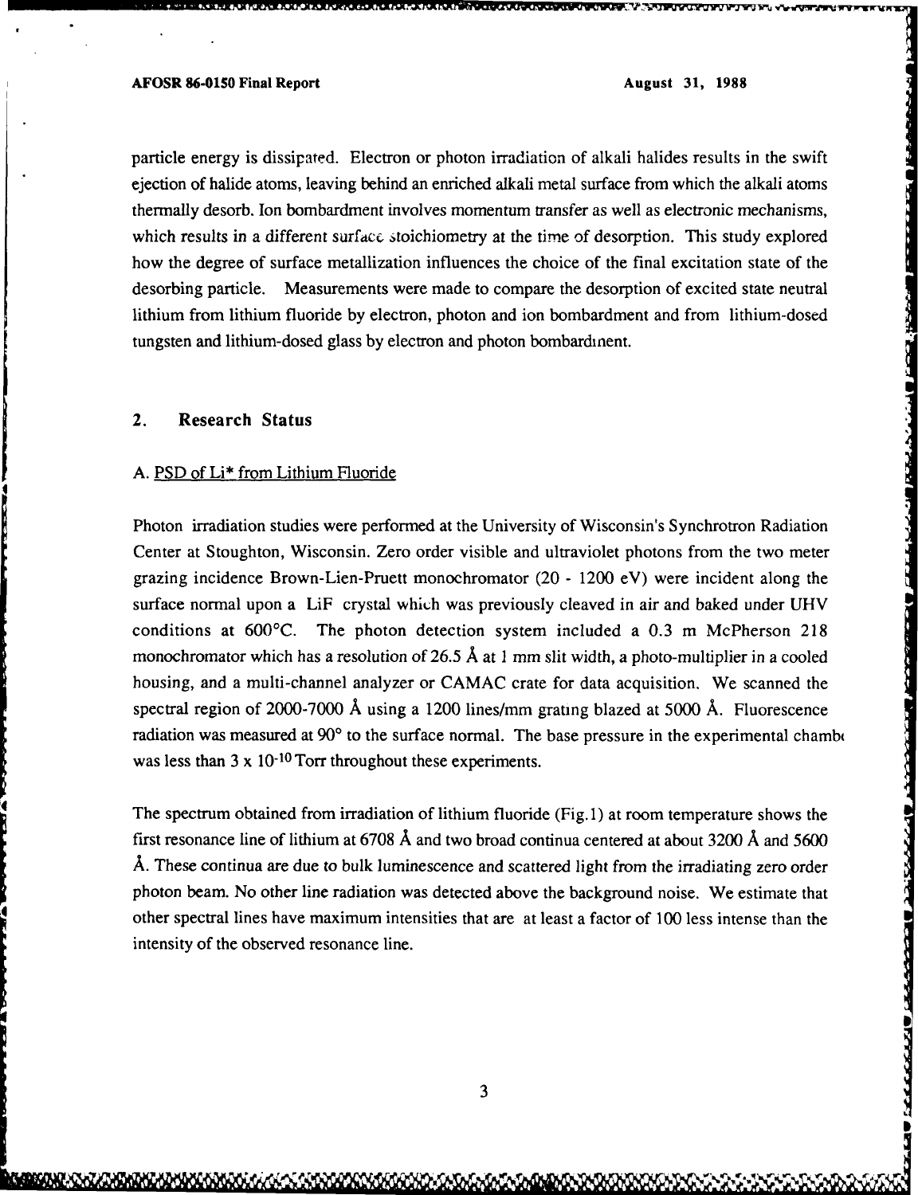particle energy is dissipated. Electron or photon irradiation of alkali halides results in the swift ejection of halide atoms, leaving behind an enriched alkali metal surface from which the alkali atoms thermally desorb. Ion bombardment involves momentum transfer as well as electronic mechanisms, which results in a different surface stoichiometry at the time of desorption. This study explored how the degree of surface metallization influences the choice of the final excitation state of the desorbing particle. Measurements were made to compare the desorption of excited state neutral lithium from lithium fluoride by electron, photon and ion bombardment and from lithium-dosed tungsten and lithium-dosed glass by electron and photon bombardment.

## 2. Research Status

### A. PSD of Li* from Lithium Fluoride

Photon irradiation studies were performed at the University of Wisconsin's Synchrotron Radiation Center at Stoughton, Wisconsin. Zero order visible and ultraviolet photons from the two meter grazing incidence Brown-Lien-Pruett monochromator (20 - 1200 eV) were incident along the surface normal upon a LiF crystal which was previously cleaved in air and baked under UHV conditions at 600°C. The photon detection system included a 0.3 m McPherson 218 monochromator which has a resolution of 26.5 Å at 1 mm slit width, a photo-multiplier in a cooled housing, and a multi-channel analyzer or CAMAC crate for data acquisition. We scanned the spectral region of 2000-7000 Å using a 1200 lines/mm grating blazed at 5000 Å. Fluorescence radiation was measured at 90° to the surface normal. The base pressure in the experimental chamber was less than $3 \times 10^{-10}$ Torr throughout these experiments.

The spectrum obtained from irradiation of lithium fluoride (Fig.1) at room temperature shows the first resonance line of lithium at 6708 Å and two broad continua centered at about 3200 Å and 5600 Å. These continua are due to bulk luminescence and scattered light from the irradiating zero order photon beam. No other line radiation was detected above the background noise. We estimate that other spectral lines have maximum intensities that are at least a factor of 100 less intense than the intensity of the observed resonance line.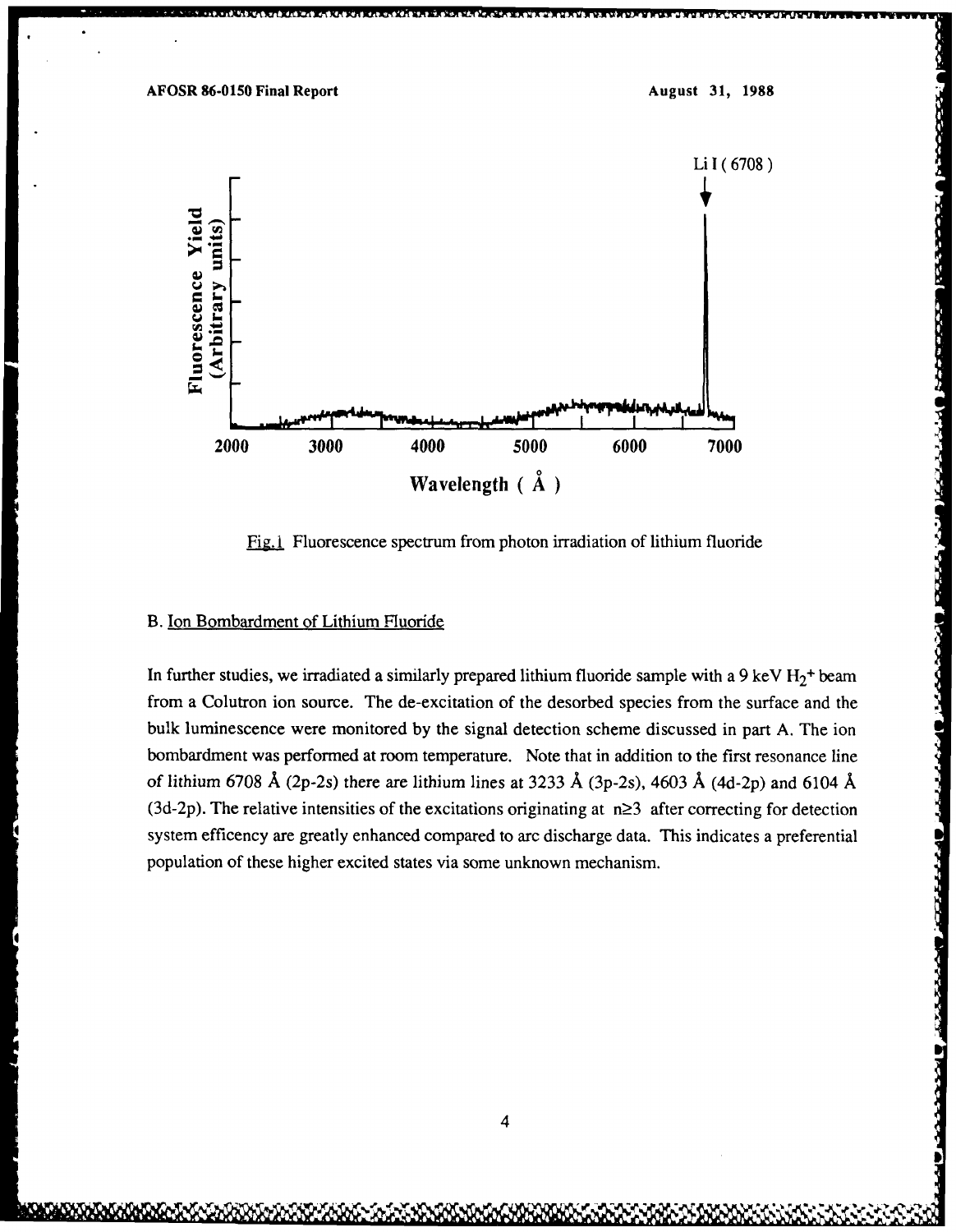Li I ( 6708 )

Fluorescence Yield (Arbitrary units)

2000 3000 4000 5000 6000 7000

Wavelength ( Å )

Fig.1 Fluorescence spectrum from photon irradiation of lithium fluoride

B. Ion Bombardment of Lithium Fluoride

In further studies, we irradiated a similarly prepared lithium fluoride sample with a 9 keV $H_2^+$ beam from a Colutron ion source. The de-excitation of the desorbed species from the surface and the bulk luminescence were monitored by the signal detection scheme discussed in part A. The ion bombardment was performed at room temperature. Note that in addition to the first resonance line of lithium 6708 Å (2p-2s) there are lithium lines at 3233 Å (3p-2s), 4603 Å (4d-2p) and 6104 Å (3d-2p). The relative intensities of the excitations originating at $n \geq 3$ after correcting for detection system efficency are greatly enhanced compared to arc discharge data. This indicates a preferential population of these higher excited states via some unknown mechanism.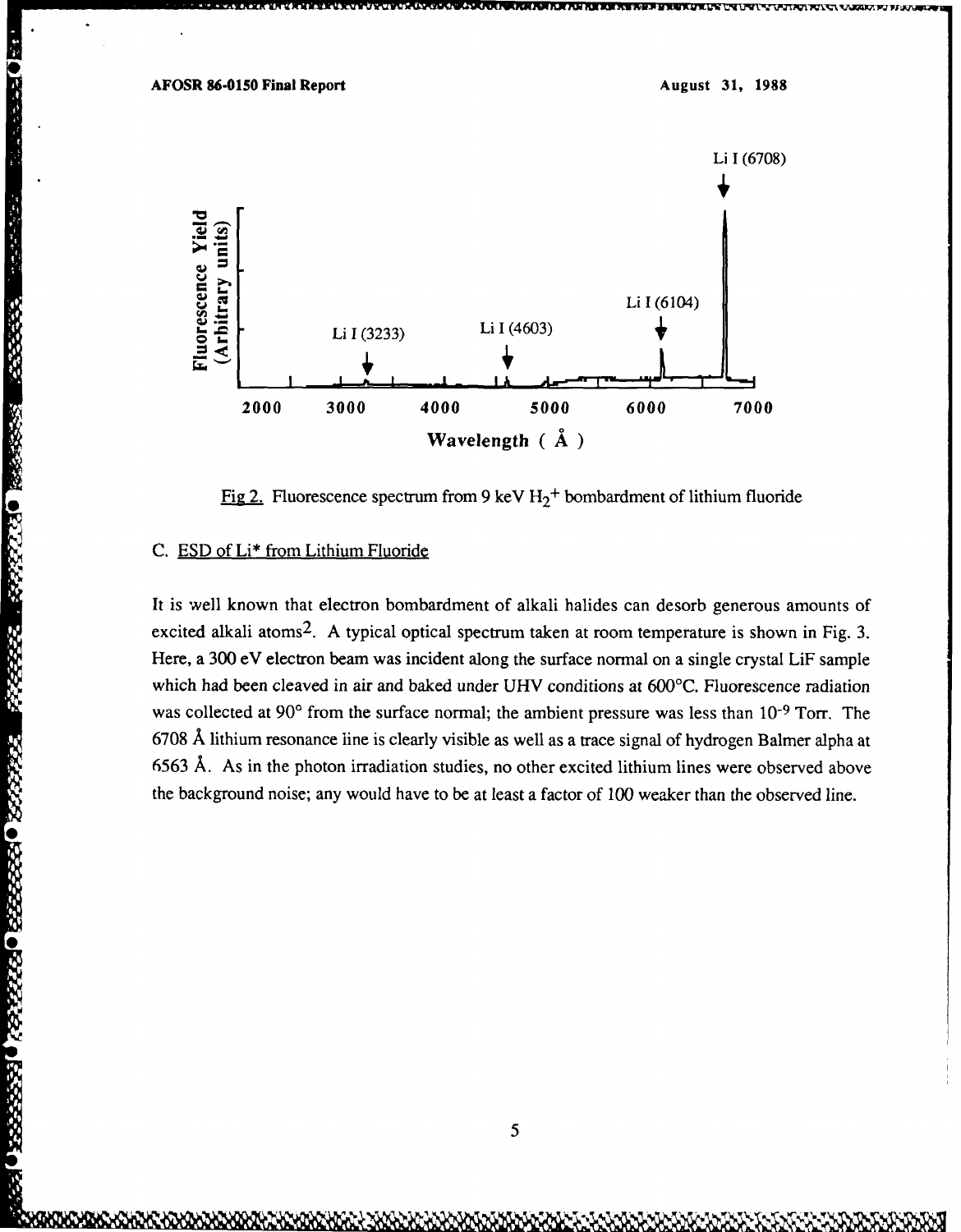Fig 2. Fluorescence spectrum from 9 keV $H_2^+$ bombardment of lithium fluoride

### C. ESD of Li* from Lithium Fluoride

It is well known that electron bombardment of alkali halides can desorb generous amounts of excited alkali atoms[2]. A typical optical spectrum taken at room temperature is shown in Fig. 3. Here, a 300 eV electron beam was incident along the surface normal on a single crystal LiF sample which had been cleaved in air and baked under UHV conditions at 600°C. Fluorescence radiation was collected at 90° from the surface normal; the ambient pressure was less than $10^{-9}$ Torr. The 6708 Å lithium resonance line is clearly visible as well as a trace signal of hydrogen Balmer alpha at 6563 Å. As in the photon irradiation studies, no other excited lithium lines were observed above the background noise; any would have to be at least a factor of 100 weaker than the observed line.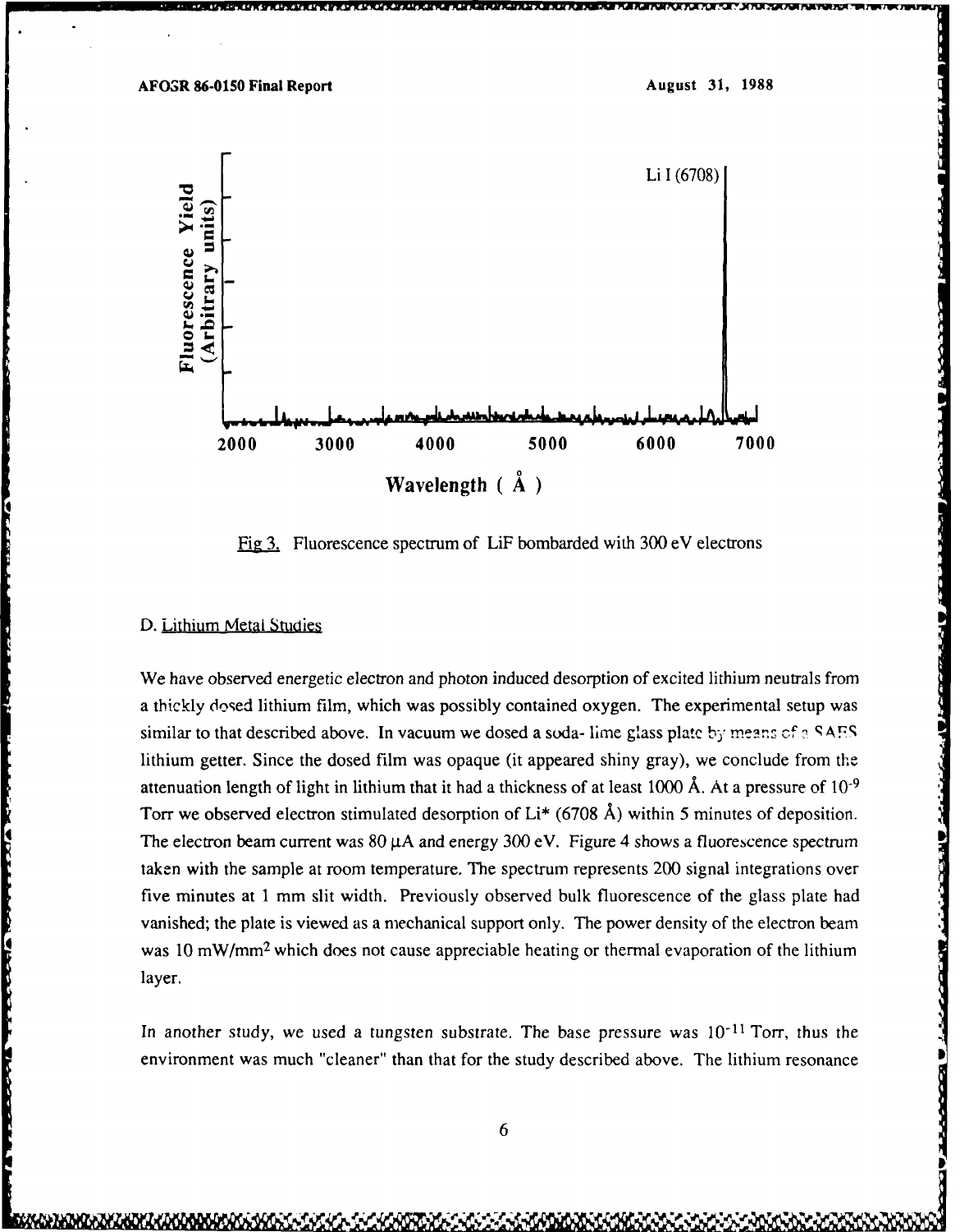Fig 3. Fluorescence spectrum of LiF bombarded with 300 eV electrons

D. Lithium Metal Studies

We have observed energetic electron and photon induced desorption of excited lithium neutrals from a thickly dosed lithium film, which was possibly contained oxygen. The experimental setup was similar to that described above. In vacuum we dosed a soda- lime glass plate by means of a SAES lithium getter. Since the dosed film was opaque (it appeared shiny gray), we conclude from the attenuation length of light in lithium that it had a thickness of at least 1000 Å. At a pressure of $10^{-9}$ Torr we observed electron stimulated desorption of Li* (6708 Å) within 5 minutes of deposition. The electron beam current was 80 $\mu$A and energy 300 eV. Figure 4 shows a fluorescence spectrum taken with the sample at room temperature. The spectrum represents 200 signal integrations over five minutes at 1 mm slit width. Previously observed bulk fluorescence of the glass plate had vanished; the plate is viewed as a mechanical support only. The power density of the electron beam was 10 mW/mm$^2$ which does not cause appreciable heating or thermal evaporation of the lithium layer.

In another study, we used a tungsten substrate. The base pressure was $10^{-11}$ Torr, thus the environment was much "cleaner" than that for the study described above. The lithium resonance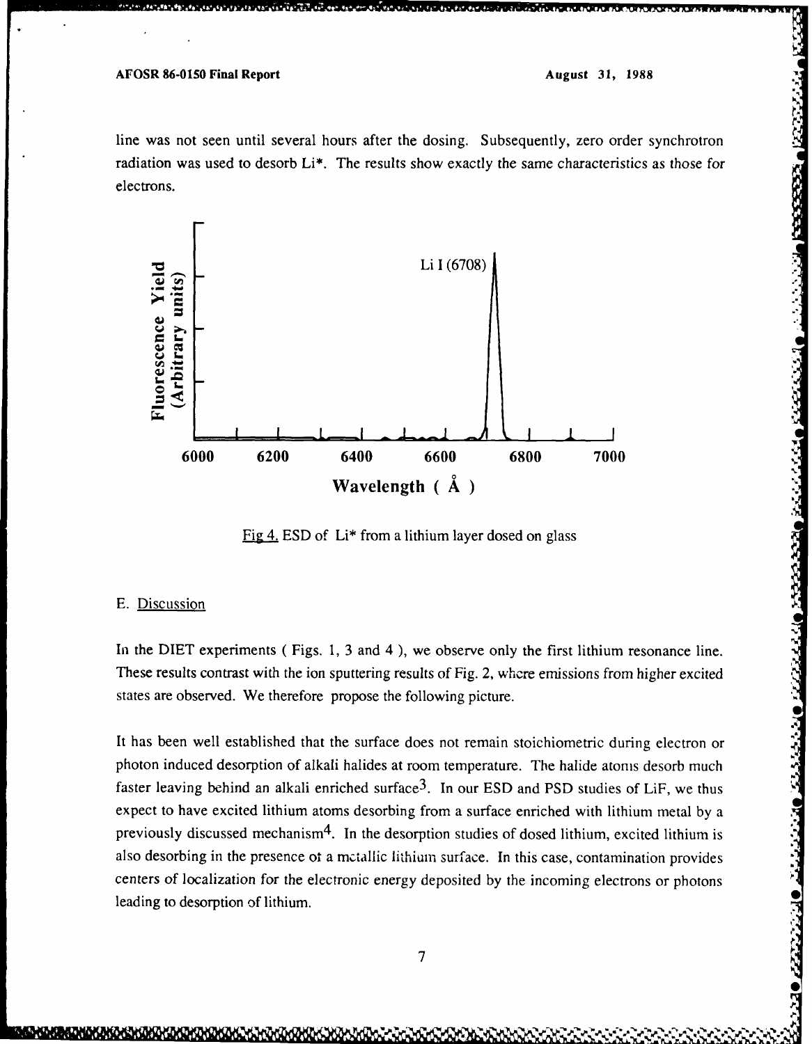line was not seen until several hours after the dosing. Subsequently, zero order synchrotron radiation was used to desorb Li*. The results show exactly the same characteristics as those for electrons.

Fig 4. ESD of Li* from a lithium layer dosed on glass

E. Discussion

In the DIET experiments ( Figs. 1, 3 and 4 ), we observe only the first lithium resonance line. These results contrast with the ion sputtering results of Fig. 2, where emissions from higher excited states are observed. We therefore propose the following picture.

It has been well established that the surface does not remain stoichiometric during electron or photon induced desorption of alkali halides at room temperature. The halide atoms desorb much faster leaving behind an alkali enriched surface[3]. In our ESD and PSD studies of LiF, we thus expect to have excited lithium atoms desorbing from a surface enriched with lithium metal by a previously discussed mechanism[4]. In the desorption studies of dosed lithium, excited lithium is also desorbing in the presence of a metallic lithium surface. In this case, contamination provides centers of localization for the electronic energy deposited by the incoming electrons or photons leading to desorption of lithium.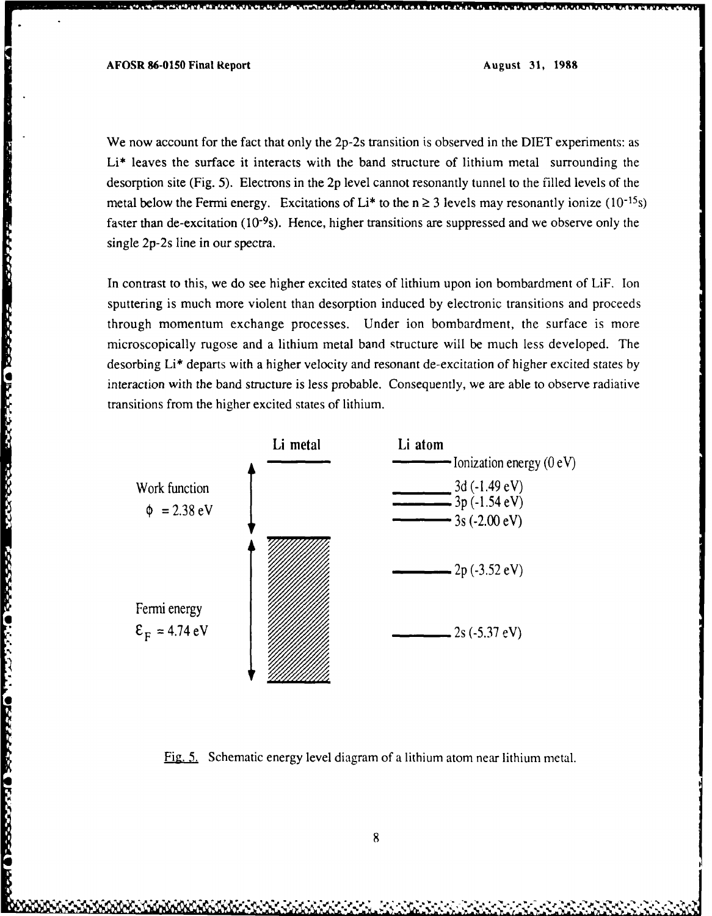We now account for the fact that only the 2p-2s transition is observed in the DIET experiments: as Li* leaves the surface it interacts with the band structure of lithium metal surrounding the desorption site (Fig. 5). Electrons in the 2p level cannot resonantly tunnel to the filled levels of the metal below the Fermi energy. Excitations of Li* to the $n \geq 3$ levels may resonantly ionize ($10^{-15}$s) faster than de-excitation ($10^{-9}$s). Hence, higher transitions are suppressed and we observe only the single 2p-2s line in our spectra.

In contrast to this, we do see higher excited states of lithium upon ion bombardment of LiF. Ion sputtering is much more violent than desorption induced by electronic transitions and proceeds through momentum exchange processes. Under ion bombardment, the surface is more microscopically rugose and a lithium metal band structure will be much less developed. The desorbing Li* departs with a higher velocity and resonant de-excitation of higher excited states by interaction with the band structure is less probable. Consequently, we are able to observe radiative transitions from the higher excited states of lithium.

| | Li metal | Li atom |
|---|---|---|
| Work function $\phi = 2.38$ eV | | Ionization energy (0 eV) |
| | | 3d (-1.49 eV) |
| | | 3p (-1.54 eV) |
| | | 3s (-2.00 eV) |
| Fermi energy $\varepsilon_F = 4.74$ eV | | 2p (-3.52 eV) |
| | | 2s (-5.37 eV) |

Fig. 5. Schematic energy level diagram of a lithium atom near lithium metal.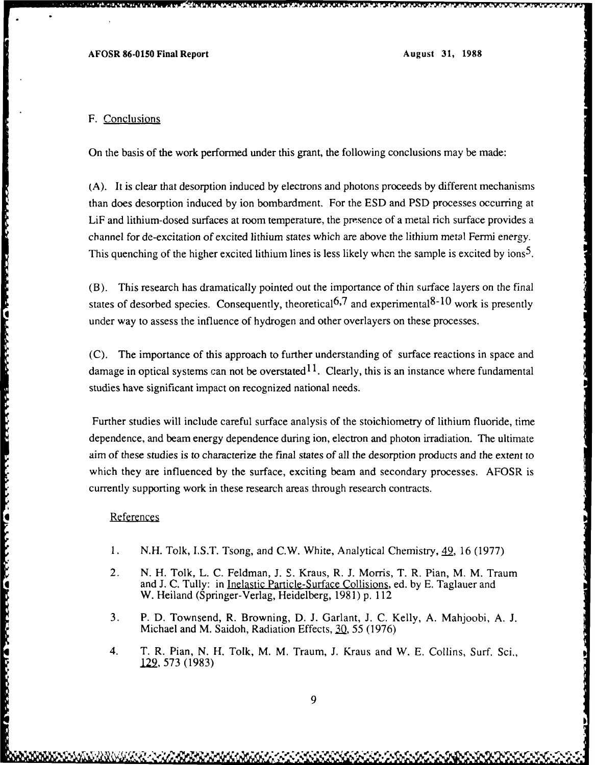## F. Conclusions

On the basis of the work performed under this grant, the following conclusions may be made:

(A). It is clear that desorption induced by electrons and photons proceeds by different mechanisms than does desorption induced by ion bombardment. For the ESD and PSD processes occurring at LiF and lithium-dosed surfaces at room temperature, the presence of a metal rich surface provides a channel for de-excitation of excited lithium states which are above the lithium metal Fermi energy. This quenching of the higher excited lithium lines is less likely when the sample is excited by ions[5].

(B). This research has dramatically pointed out the importance of thin surface layers on the final states of desorbed species. Consequently, theoretical[6,7] and experimental[8-10] work is presently under way to assess the influence of hydrogen and other overlayers on these processes.

(C). The importance of this approach to further understanding of surface reactions in space and damage in optical systems can not be overstated[11]. Clearly, this is an instance where fundamental studies have significant impact on recognized national needs.

Further studies will include careful surface analysis of the stoichiometry of lithium fluoride, time dependence, and beam energy dependence during ion, electron and photon irradiation. The ultimate aim of these studies is to characterize the final states of all the desorption products and the extent to which they are influenced by the surface, exciting beam and secondary processes. AFOSR is currently supporting work in these research areas through research contracts.

### References

1. N.H. Tolk, I.S.T. Tsong, and C.W. White, Analytical Chemistry, 49, 16 (1977)
2. N. H. Tolk, L. C. Feldman, J. S. Kraus, R. J. Morris, T. R. Pian, M. M. Traum and J. C. Tully: in Inelastic Particle-Surface Collisions, ed. by E. Taglauer and W. Heiland (Springer-Verlag, Heidelberg, 1981) p. 112
3. P. D. Townsend, R. Browning, D. J. Garlant, J. C. Kelly, A. Mahjoobi, A. J. Michael and M. Saidoh, Radiation Effects, 30, 55 (1976)
4. T. R. Pian, N. H. Tolk, M. M. Traum, J. Kraus and W. E. Collins, Surf. Sci., 129, 573 (1983)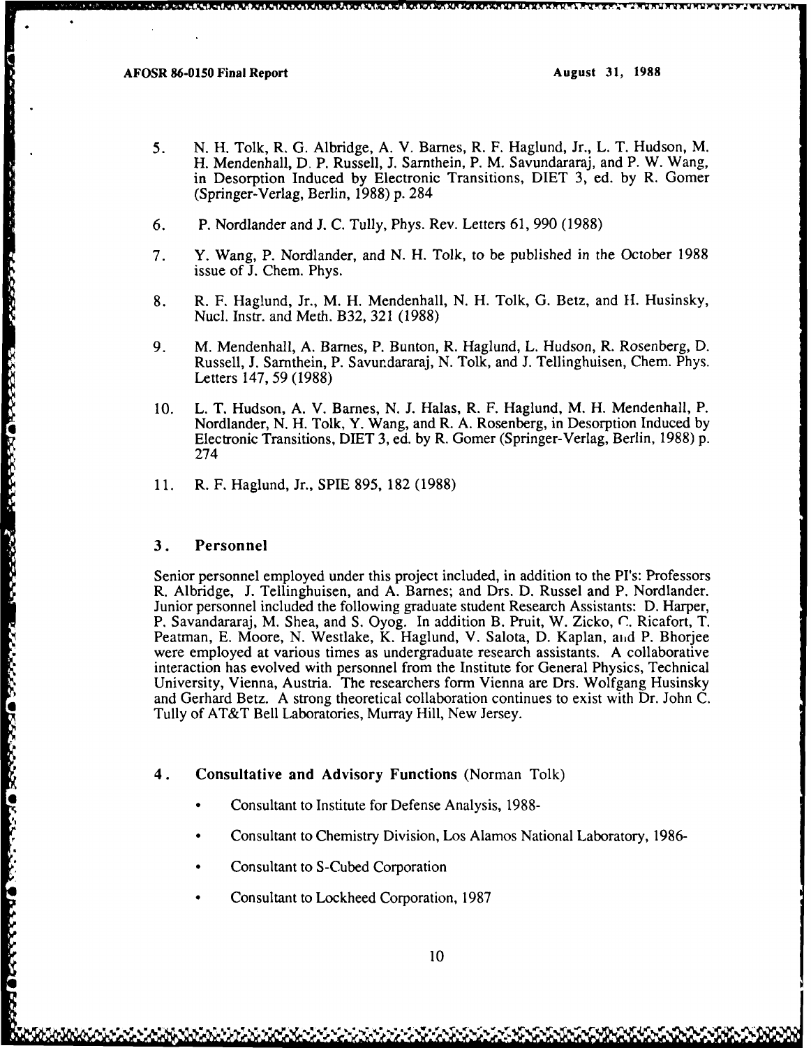5. N. H. Tolk, R. G. Albridge, A. V. Barnes, R. F. Haglund, Jr., L. T. Hudson, M. H. Mendenhall, D. P. Russell, J. Sarnthein, P. M. Savundararaj, and P. W. Wang, in Desorption Induced by Electronic Transitions, DIET 3, ed. by R. Gomer (Springer-Verlag, Berlin, 1988) p. 284

6. P. Nordlander and J. C. Tully, Phys. Rev. Letters 61, 990 (1988)

7. Y. Wang, P. Nordlander, and N. H. Tolk, to be published in the October 1988 issue of J. Chem. Phys.

8. R. F. Haglund, Jr., M. H. Mendenhall, N. H. Tolk, G. Betz, and H. Husinsky, Nucl. Instr. and Meth. B32, 321 (1988)

9. M. Mendenhall, A. Barnes, P. Bunton, R. Haglund, L. Hudson, R. Rosenberg, D. Russell, J. Sarnthein, P. Savundararaj, N. Tolk, and J. Tellinghuisen, Chem. Phys. Letters 147, 59 (1988)

10. L. T. Hudson, A. V. Barnes, N. J. Halas, R. F. Haglund, M. H. Mendenhall, P. Nordlander, N. H. Tolk, Y. Wang, and R. A. Rosenberg, in Desorption Induced by Electronic Transitions, DIET 3, ed. by R. Gomer (Springer-Verlag, Berlin, 1988) p. 274

11. R. F. Haglund, Jr., SPIE 895, 182 (1988)

## 3. Personnel

Senior personnel employed under this project included, in addition to the PI's: Professors R. Albridge, J. Tellinghuisen, and A. Barnes; and Drs. D. Russel and P. Nordlander. Junior personnel included the following graduate student Research Assistants: D. Harper, P. Savandararaj, M. Shea, and S. Oyog. In addition B. Pruit, W. Zicko, C. Ricafort, T. Peatman, E. Moore, N. Westlake, K. Haglund, V. Salota, D. Kaplan, and P. Bhorjee were employed at various times as undergraduate research assistants. A collaborative interaction has evolved with personnel from the Institute for General Physics, Technical University, Vienna, Austria. The researchers form Vienna are Drs. Wolfgang Husinsky and Gerhard Betz. A strong theoretical collaboration continues to exist with Dr. John C. Tully of AT&T Bell Laboratories, Murray Hill, New Jersey.

## 4. Consultative and Advisory Functions (Norman Tolk)

- Consultant to Institute for Defense Analysis, 1988-
- Consultant to Chemistry Division, Los Alamos National Laboratory, 1986-
- Consultant to S-Cubed Corporation
- Consultant to Lockheed Corporation, 1987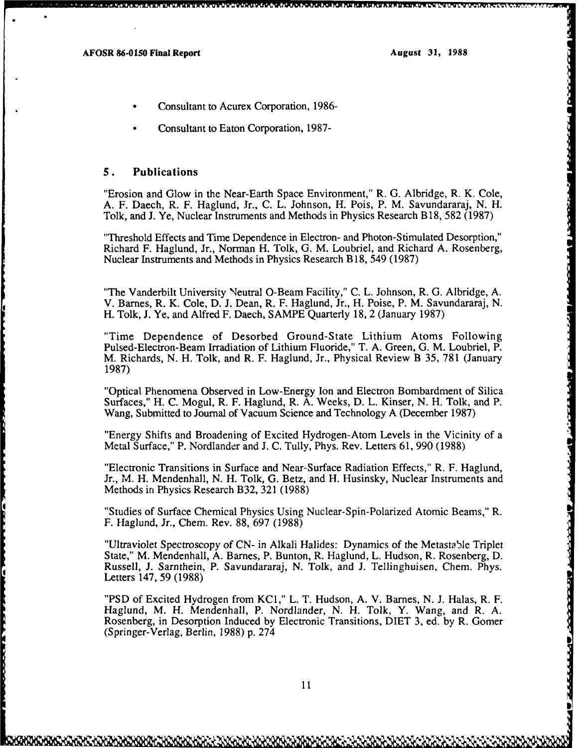- Consultant to Acurex Corporation, 1986-
- Consultant to Eaton Corporation, 1987-

## 5. Publications

"Erosion and Glow in the Near-Earth Space Environment," R. G. Albridge, R. K. Cole, A. F. Daech, R. F. Haglund, Jr., C. L. Johnson, H. Pois, P. M. Savundararaj, N. H. Tolk, and J. Ye, Nuclear Instruments and Methods in Physics Research B18, 582 (1987)

"Threshold Effects and Time Dependence in Electron- and Photon-Stimulated Desorption," Richard F. Haglund, Jr., Norman H. Tolk, G. M. Loubriel, and Richard A. Rosenberg, Nuclear Instruments and Methods in Physics Research B18, 549 (1987)

"The Vanderbilt University Neutral O-Beam Facility," C. L. Johnson, R. G. Albridge, A. V. Barnes, R. K. Cole, D. J. Dean, R. F. Haglund, Jr., H. Poise, P. M. Savundararaj, N. H. Tolk, J. Ye, and Alfred F. Daech, SAMPE Quarterly 18, 2 (January 1987)

"Time Dependence of Desorbed Ground-State Lithium Atoms Following Pulsed-Electron-Beam Irradiation of Lithium Fluoride," T. A. Green, G. M. Loubriel, P. M. Richards, N. H. Tolk, and R. F. Haglund, Jr., Physical Review B 35, 781 (January 1987)

"Optical Phenomena Observed in Low-Energy Ion and Electron Bombardment of Silica Surfaces," H. C. Mogul, R. F. Haglund, R. A. Weeks, D. L. Kinser, N. H. Tolk, and P. Wang, Submitted to Journal of Vacuum Science and Technology A (December 1987)

"Energy Shifts and Broadening of Excited Hydrogen-Atom Levels in the Vicinity of a Metal Surface," P. Nordlander and J. C. Tully, Phys. Rev. Letters 61, 990 (1988)

"Electronic Transitions in Surface and Near-Surface Radiation Effects," R. F. Haglund, Jr., M. H. Mendenhall, N. H. Tolk, G. Betz, and H. Husinsky, Nuclear Instruments and Methods in Physics Research B32, 321 (1988)

"Studies of Surface Chemical Physics Using Nuclear-Spin-Polarized Atomic Beams," R. F. Haglund, Jr., Chem. Rev. 88, 697 (1988)

"Ultraviolet Spectroscopy of CN- in Alkali Halides: Dynamics of the Metastable Triplet State," M. Mendenhall, A. Barnes, P. Bunton, R. Haglund, L. Hudson, R. Rosenberg, D. Russell, J. Sarnthein, P. Savundararaj, N. Tolk, and J. Tellinghuisen, Chem. Phys. Letters 147, 59 (1988)

"PSD of Excited Hydrogen from KCl," L. T. Hudson, A. V. Barnes, N. J. Halas, R. F. Haglund, M. H. Mendenhall, P. Nordlander, N. H. Tolk, Y. Wang, and R. A. Rosenberg, in Desorption Induced by Electronic Transitions, DIET 3, ed. by R. Gomer (Springer-Verlag, Berlin, 1988) p. 274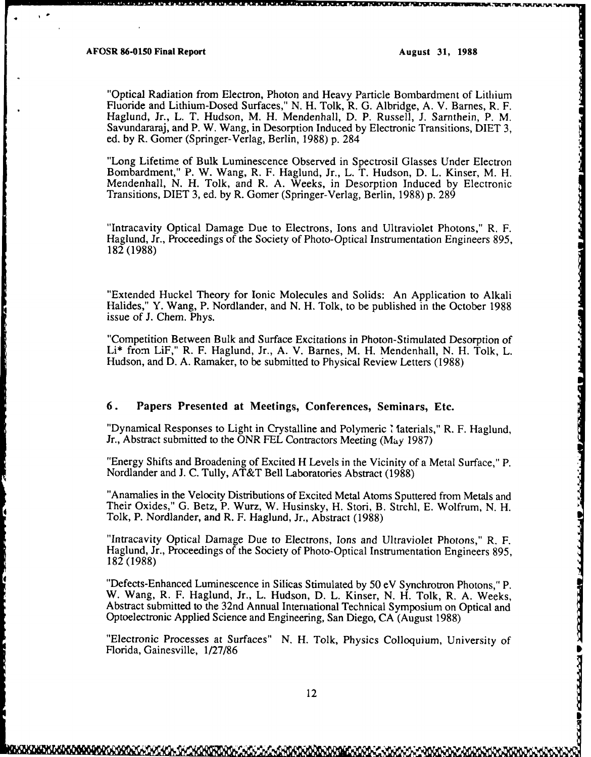"Optical Radiation from Electron, Photon and Heavy Particle Bombardment of Lithium Fluoride and Lithium-Dosed Surfaces," N. H. Tolk, R. G. Albridge, A. V. Barnes, R. F. Haglund, Jr., L. T. Hudson, M. H. Mendenhall, D. P. Russell, J. Sarnthein, P. M. Savundararaj, and P. W. Wang, in Desorption Induced by Electronic Transitions, DIET 3, ed. by R. Gomer (Springer-Verlag, Berlin, 1988) p. 284

"Long Lifetime of Bulk Luminescence Observed in Spectrosil Glasses Under Electron Bombardment," P. W. Wang, R. F. Haglund, Jr., L. T. Hudson, D. L. Kinser, M. H. Mendenhall, N. H. Tolk, and R. A. Weeks, in Desorption Induced by Electronic Transitions, DIET 3, ed. by R. Gomer (Springer-Verlag, Berlin, 1988) p. 289

"Intracavity Optical Damage Due to Electrons, Ions and Ultraviolet Photons," R. F. Haglund, Jr., Proceedings of the Society of Photo-Optical Instrumentation Engineers 895, 182 (1988)

"Extended Huckel Theory for Ionic Molecules and Solids: An Application to Alkali Halides," Y. Wang, P. Nordlander, and N. H. Tolk, to be published in the October 1988 issue of J. Chem. Phys.

"Competition Between Bulk and Surface Excitations in Photon-Stimulated Desorption of Li* from LiF," R. F. Haglund, Jr., A. V. Barnes, M. H. Mendenhall, N. H. Tolk, L. Hudson, and D. A. Ramaker, to be submitted to Physical Review Letters (1988)

## 6. Papers Presented at Meetings, Conferences, Seminars, Etc.

"Dynamical Responses to Light in Crystalline and Polymeric Materials," R. F. Haglund, Jr., Abstract submitted to the ONR FEL Contractors Meeting (May 1987)

"Energy Shifts and Broadening of Excited H Levels in the Vicinity of a Metal Surface," P. Nordlander and J. C. Tully, AT&T Bell Laboratories Abstract (1988)

"Anamalies in the Velocity Distributions of Excited Metal Atoms Sputtered from Metals and Their Oxides," G. Betz, P. Wurz, W. Husinsky, H. Stori, B. Strehl, E. Wolfrum, N. H. Tolk, P. Nordlander, and R. F. Haglund, Jr., Abstract (1988)

"Intracavity Optical Damage Due to Electrons, Ions and Ultraviolet Photons," R. F. Haglund, Jr., Proceedings of the Society of Photo-Optical Instrumentation Engineers 895, 182 (1988)

"Defects-Enhanced Luminescence in Silicas Stimulated by 50 eV Synchrotron Photons," P. W. Wang, R. F. Haglund, Jr., L. Hudson, D. L. Kinser, N. H. Tolk, R. A. Weeks, Abstract submitted to the 32nd Annual International Technical Symposium on Optical and Optoelectronic Applied Science and Engineering, San Diego, CA (August 1988)

"Electronic Processes at Surfaces" N. H. Tolk, Physics Colloquium, University of Florida, Gainesville, 1/27/86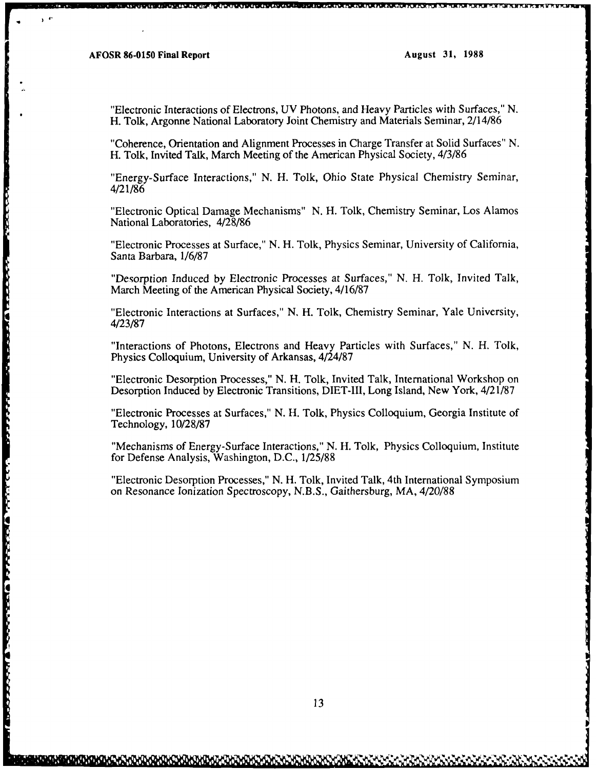"Electronic Interactions of Electrons, UV Photons, and Heavy Particles with Surfaces," N. H. Tolk, Argonne National Laboratory Joint Chemistry and Materials Seminar, 2/14/86

"Coherence, Orientation and Alignment Processes in Charge Transfer at Solid Surfaces" N. H. Tolk, Invited Talk, March Meeting of the American Physical Society, 4/3/86

"Energy-Surface Interactions," N. H. Tolk, Ohio State Physical Chemistry Seminar, 4/21/86

"Electronic Optical Damage Mechanisms" N. H. Tolk, Chemistry Seminar, Los Alamos National Laboratories, 4/28/86

"Electronic Processes at Surface," N. H. Tolk, Physics Seminar, University of California, Santa Barbara, 1/6/87

"Desorption Induced by Electronic Processes at Surfaces," N. H. Tolk, Invited Talk, March Meeting of the American Physical Society, 4/16/87

"Electronic Interactions at Surfaces," N. H. Tolk, Chemistry Seminar, Yale University, 4/23/87

"Interactions of Photons, Electrons and Heavy Particles with Surfaces," N. H. Tolk, Physics Colloquium, University of Arkansas, 4/24/87

"Electronic Desorption Processes," N. H. Tolk, Invited Talk, International Workshop on Desorption Induced by Electronic Transitions, DIET-III, Long Island, New York, 4/21/87

"Electronic Processes at Surfaces," N. H. Tolk, Physics Colloquium, Georgia Institute of Technology, 10/28/87

"Mechanisms of Energy-Surface Interactions," N. H. Tolk, Physics Colloquium, Institute for Defense Analysis, Washington, D.C., 1/25/88

"Electronic Desorption Processes," N. H. Tolk, Invited Talk, 4th International Symposium on Resonance Ionization Spectroscopy, N.B.S., Gaithersburg, MA, 4/20/88